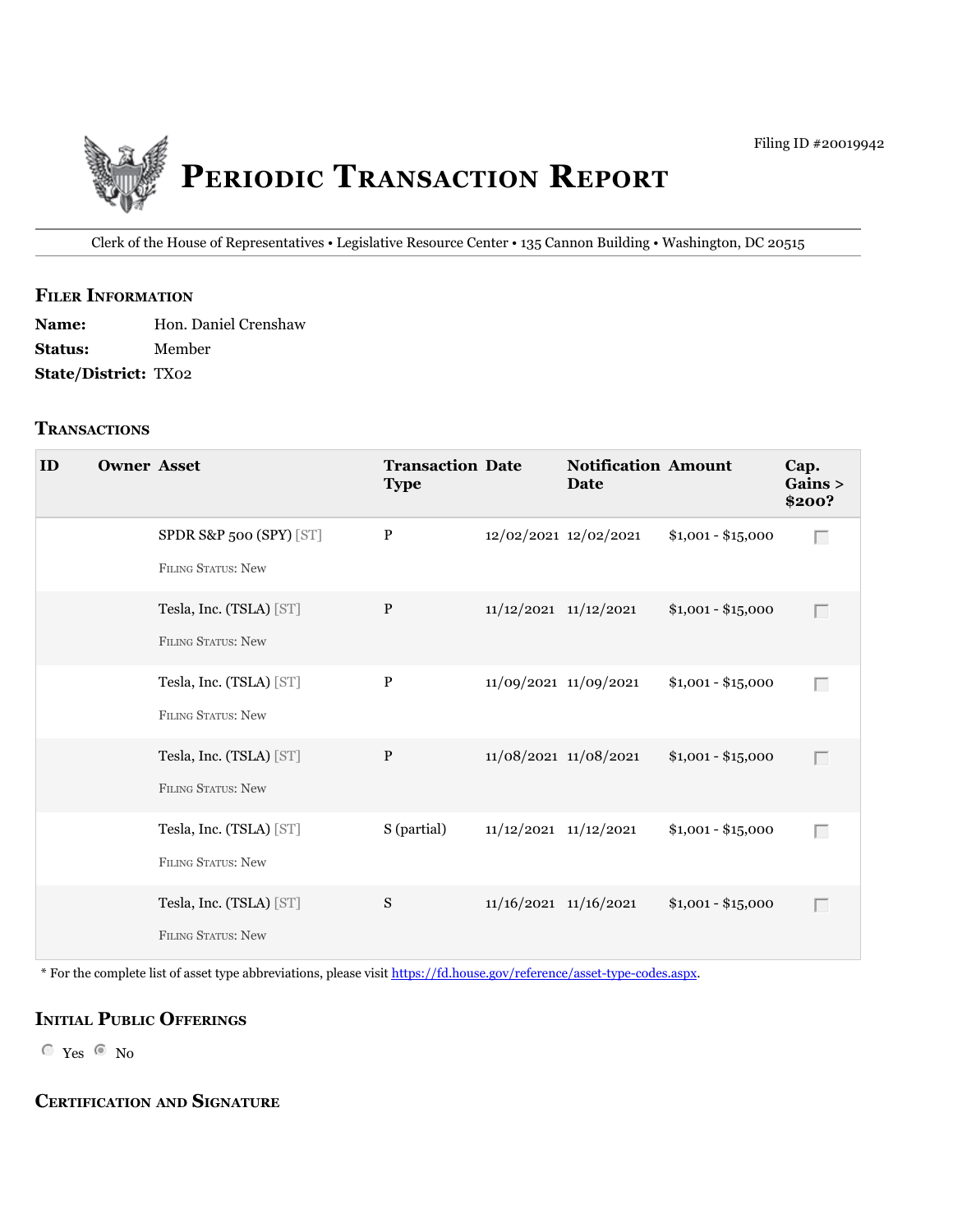Filing ID #20019942

# Periodic Transaction Report

Clerk of the House of Representatives • Legislative Resource Center • 135 Cannon Building • Washington, DC 20515

## Filer Information

**Name:** Hon. Daniel Crenshaw

**Status:** Member

**State/District:** TX02

## Transactions

| ID | Owner | Asset | Transaction Type | Date | Notification Date | Amount | Cap. Gains > $200? |
|---|---|---|---|---|---|---|---|
| | | SPDR S&P 500 (SPY) [ST]<br>Filing Status: New | P | 12/02/2021 | 12/02/2021 | $1,001 - $15,000 | ☐ |
| | | Tesla, Inc. (TSLA) [ST]<br>Filing Status: New | P | 11/12/2021 | 11/12/2021 | $1,001 - $15,000 | ☐ |
| | | Tesla, Inc. (TSLA) [ST]<br>Filing Status: New | P | 11/09/2021 | 11/09/2021 | $1,001 - $15,000 | ☐ |
| | | Tesla, Inc. (TSLA) [ST]<br>Filing Status: New | P | 11/08/2021 | 11/08/2021 | $1,001 - $15,000 | ☐ |
| | | Tesla, Inc. (TSLA) [ST]<br>Filing Status: New | S (partial) | 11/12/2021 | 11/12/2021 | $1,001 - $15,000 | ☐ |
| | | Tesla, Inc. (TSLA) [ST]<br>Filing Status: New | S | 11/16/2021 | 11/16/2021 | $1,001 - $15,000 | ☐ |

* For the complete list of asset type abbreviations, please visit https://fd.house.gov/reference/asset-type-codes.aspx.

## Initial Public Offerings

○ Yes ◉ No

## Certification and Signature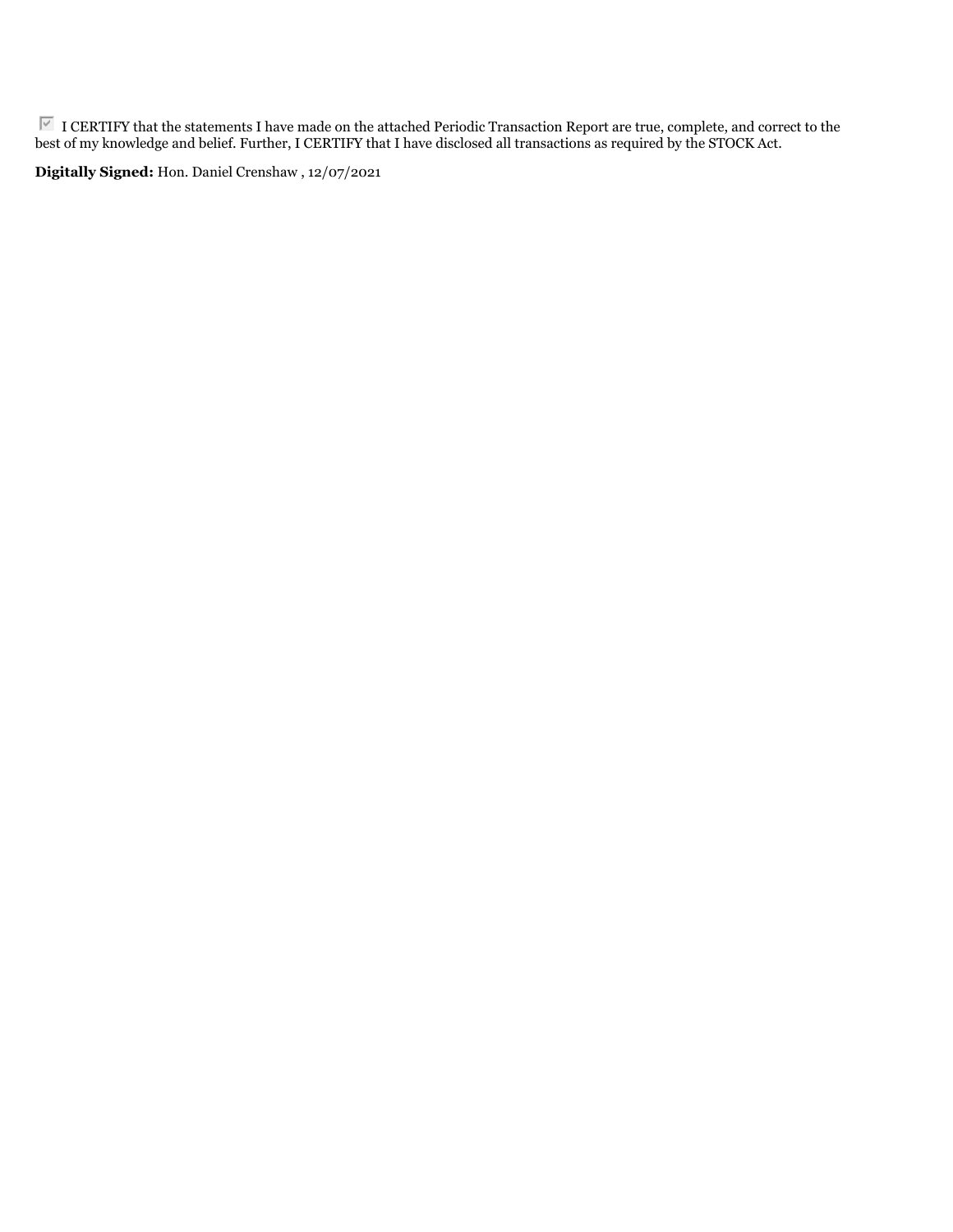☑ I CERTIFY that the statements I have made on the attached Periodic Transaction Report are true, complete, and correct to the best of my knowledge and belief. Further, I CERTIFY that I have disclosed all transactions as required by the STOCK Act.

**Digitally Signed:** Hon. Daniel Crenshaw , 12/07/2021